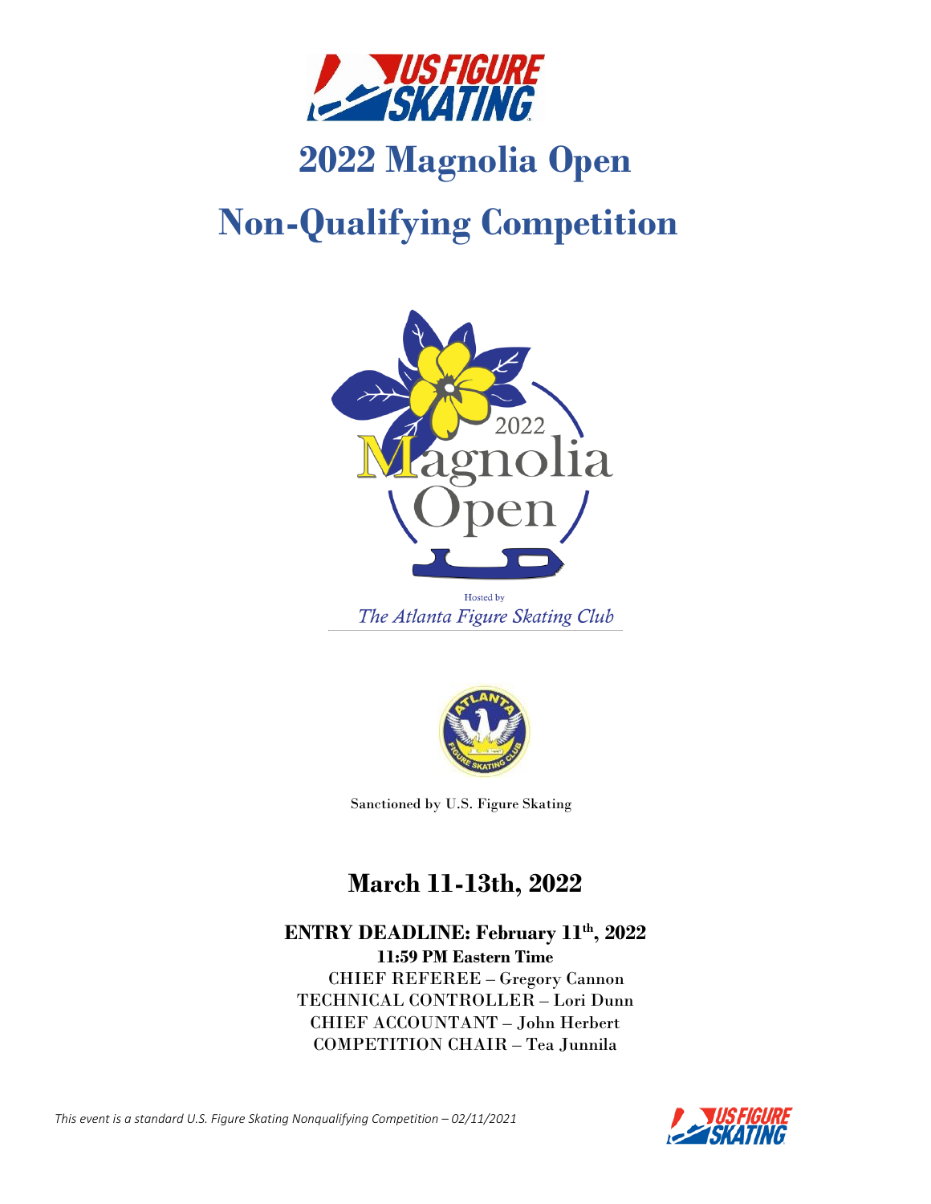# 2022 Magnolia Open

# Non-Qualifying Competition

Hosted by

*The Atlanta Figure Skating Club*

Sanctioned by U.S. Figure Skating

## March 11-13th, 2022

**ENTRY DEADLINE: February 11th, 2022**

**11:59 PM Eastern Time**

CHIEF REFEREE – Gregory Cannon

TECHNICAL CONTROLLER – Lori Dunn

CHIEF ACCOUNTANT – John Herbert

COMPETITION CHAIR – Tea Junnila

*This event is a standard U.S. Figure Skating Nonqualifying Competition – 02/11/2021*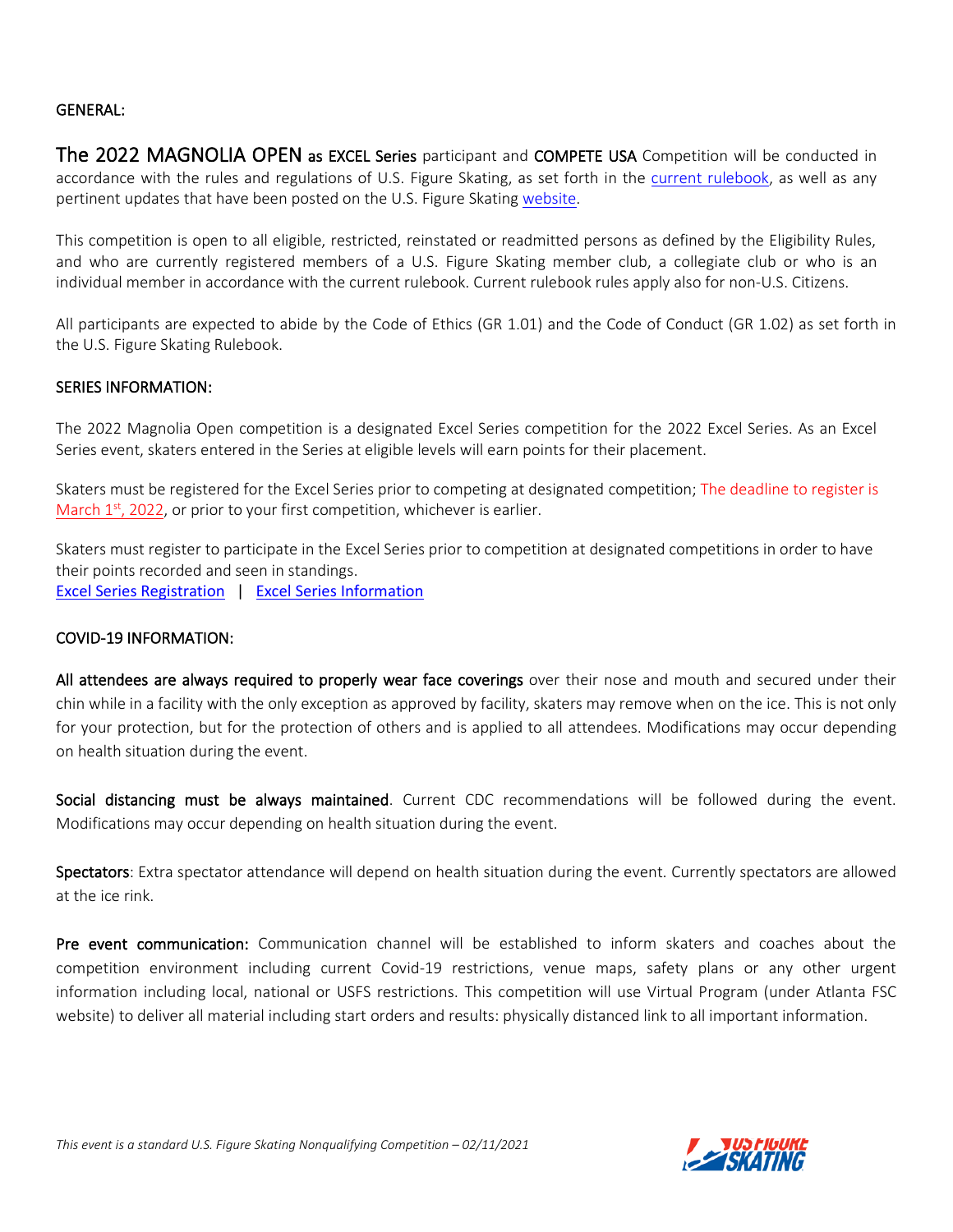## GENERAL:

**The 2022 MAGNOLIA OPEN** as **EXCEL Series** participant and **COMPETE USA** Competition will be conducted in accordance with the rules and regulations of U.S. Figure Skating, as set forth in the [current rulebook](), as well as any pertinent updates that have been posted on the U.S. Figure Skating [website]().

This competition is open to all eligible, restricted, reinstated or readmitted persons as defined by the Eligibility Rules, and who are currently registered members of a U.S. Figure Skating member club, a collegiate club or who is an individual member in accordance with the current rulebook. Current rulebook rules apply also for non-U.S. Citizens.

All participants are expected to abide by the Code of Ethics (GR 1.01) and the Code of Conduct (GR 1.02) as set forth in the U.S. Figure Skating Rulebook.

## SERIES INFORMATION:

The 2022 Magnolia Open competition is a designated Excel Series competition for the 2022 Excel Series. As an Excel Series event, skaters entered in the Series at eligible levels will earn points for their placement.

Skaters must be registered for the Excel Series prior to competing at designated competition; The deadline to register is March 1st, 2022, or prior to your first competition, whichever is earlier.

Skaters must register to participate in the Excel Series prior to competition at designated competitions in order to have their points recorded and seen in standings.
[Excel Series Registration]() | [Excel Series Information]()

## COVID-19 INFORMATION:

**All attendees are always required to properly wear face coverings** over their nose and mouth and secured under their chin while in a facility with the only exception as approved by facility, skaters may remove when on the ice. This is not only for your protection, but for the protection of others and is applied to all attendees. Modifications may occur depending on health situation during the event.

**Social distancing must be always maintained**. Current CDC recommendations will be followed during the event. Modifications may occur depending on health situation during the event.

**Spectators**: Extra spectator attendance will depend on health situation during the event. Currently spectators are allowed at the ice rink.

**Pre event communication:** Communication channel will be established to inform skaters and coaches about the competition environment including current Covid-19 restrictions, venue maps, safety plans or any other urgent information including local, national or USFS restrictions. This competition will use Virtual Program (under Atlanta FSC website) to deliver all material including start orders and results: physically distanced link to all important information.

*This event is a standard U.S. Figure Skating Nonqualifying Competition – 02/11/2021*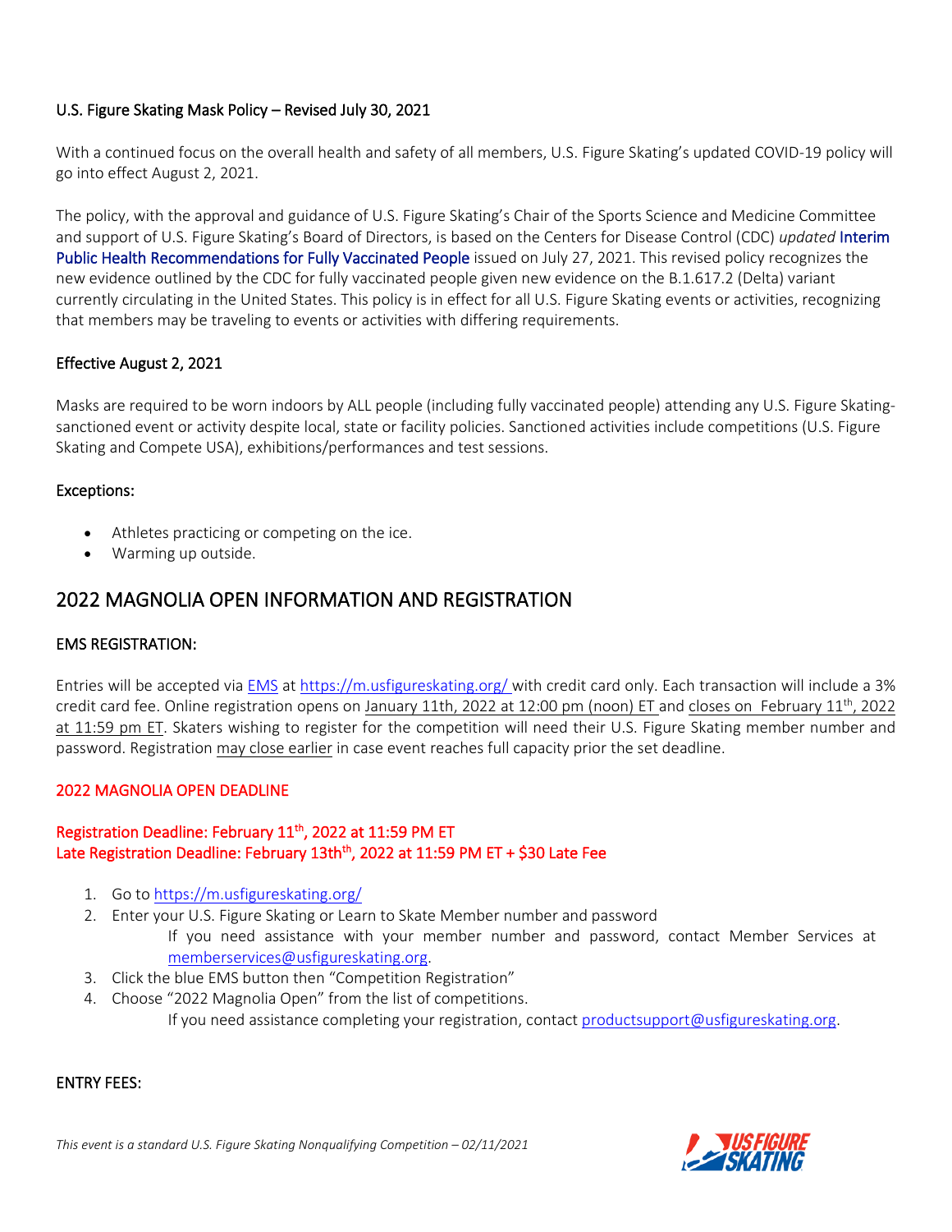U.S. Figure Skating Mask Policy – Revised July 30, 2021

With a continued focus on the overall health and safety of all members, U.S. Figure Skating's updated COVID-19 policy will go into effect August 2, 2021.

The policy, with the approval and guidance of U.S. Figure Skating's Chair of the Sports Science and Medicine Committee and support of U.S. Figure Skating's Board of Directors, is based on the Centers for Disease Control (CDC) *updated* Interim Public Health Recommendations for Fully Vaccinated People issued on July 27, 2021. This revised policy recognizes the new evidence outlined by the CDC for fully vaccinated people given new evidence on the B.1.617.2 (Delta) variant currently circulating in the United States. This policy is in effect for all U.S. Figure Skating events or activities, recognizing that members may be traveling to events or activities with differing requirements.

Effective August 2, 2021

Masks are required to be worn indoors by ALL people (including fully vaccinated people) attending any U.S. Figure Skating-sanctioned event or activity despite local, state or facility policies. Sanctioned activities include competitions (U.S. Figure Skating and Compete USA), exhibitions/performances and test sessions.

Exceptions:

- Athletes practicing or competing on the ice.
- Warming up outside.

## 2022 MAGNOLIA OPEN INFORMATION AND REGISTRATION

EMS REGISTRATION:

Entries will be accepted via EMS at https://m.usfigureskating.org/ with credit card only. Each transaction will include a 3% credit card fee. Online registration opens on January 11th, 2022 at 12:00 pm (noon) ET and closes on February 11th, 2022 at 11:59 pm ET. Skaters wishing to register for the competition will need their U.S. Figure Skating member number and password. Registration may close earlier in case event reaches full capacity prior the set deadline.

2022 MAGNOLIA OPEN DEADLINE

Registration Deadline: February 11th, 2022 at 11:59 PM ET
Late Registration Deadline: February 13thth, 2022 at 11:59 PM ET + $30 Late Fee

1. Go to https://m.usfigureskating.org/
2. Enter your U.S. Figure Skating or Learn to Skate Member number and password
   If you need assistance with your member number and password, contact Member Services at memberservices@usfigureskating.org.
3. Click the blue EMS button then "Competition Registration"
4. Choose "2022 Magnolia Open" from the list of competitions.
   If you need assistance completing your registration, contact productsupport@usfigureskating.org.

ENTRY FEES: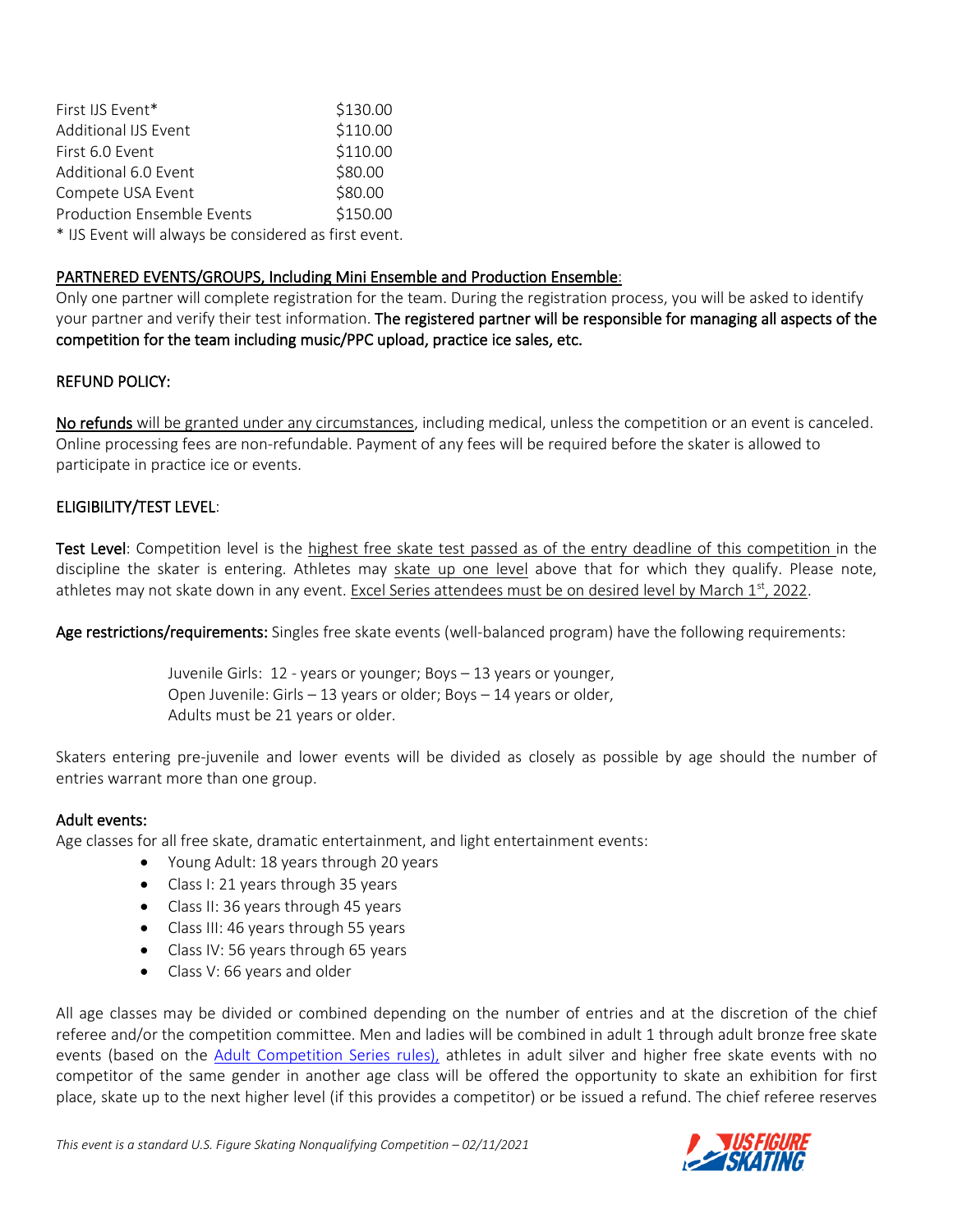| | |
|---|---|
| First IJS Event* | $130.00 |
| Additional IJS Event | $110.00 |
| First 6.0 Event | $110.00 |
| Additional 6.0 Event | $80.00 |
| Compete USA Event | $80.00 |
| Production Ensemble Events | $150.00 |

* IJS Event will always be considered as first event.

PARTNERED EVENTS/GROUPS, Including Mini Ensemble and Production Ensemble:

Only one partner will complete registration for the team. During the registration process, you will be asked to identify your partner and verify their test information. The registered partner will be responsible for managing all aspects of the competition for the team including music/PPC upload, practice ice sales, etc.

REFUND POLICY:

No refunds will be granted under any circumstances, including medical, unless the competition or an event is canceled. Online processing fees are non-refundable. Payment of any fees will be required before the skater is allowed to participate in practice ice or events.

ELIGIBILITY/TEST LEVEL:

**Test Level**: Competition level is the highest free skate test passed as of the entry deadline of this competition in the discipline the skater is entering. Athletes may skate up one level above that for which they qualify. Please note, athletes may not skate down in any event. Excel Series attendees must be on desired level by March 1st, 2022.

**Age restrictions/requirements:** Singles free skate events (well-balanced program) have the following requirements:

Juvenile Girls: 12 - years or younger; Boys – 13 years or younger,
Open Juvenile: Girls – 13 years or older; Boys – 14 years or older,
Adults must be 21 years or older.

Skaters entering pre-juvenile and lower events will be divided as closely as possible by age should the number of entries warrant more than one group.

**Adult events:**

Age classes for all free skate, dramatic entertainment, and light entertainment events:

- Young Adult: 18 years through 20 years
- Class I: 21 years through 35 years
- Class II: 36 years through 45 years
- Class III: 46 years through 55 years
- Class IV: 56 years through 65 years
- Class V: 66 years and older

All age classes may be divided or combined depending on the number of entries and at the discretion of the chief referee and/or the competition committee. Men and ladies will be combined in adult 1 through adult bronze free skate events (based on the Adult Competition Series rules), athletes in adult silver and higher free skate events with no competitor of the same gender in another age class will be offered the opportunity to skate an exhibition for first place, skate up to the next higher level (if this provides a competitor) or be issued a refund. The chief referee reserves

*This event is a standard U.S. Figure Skating Nonqualifying Competition – 02/11/2021*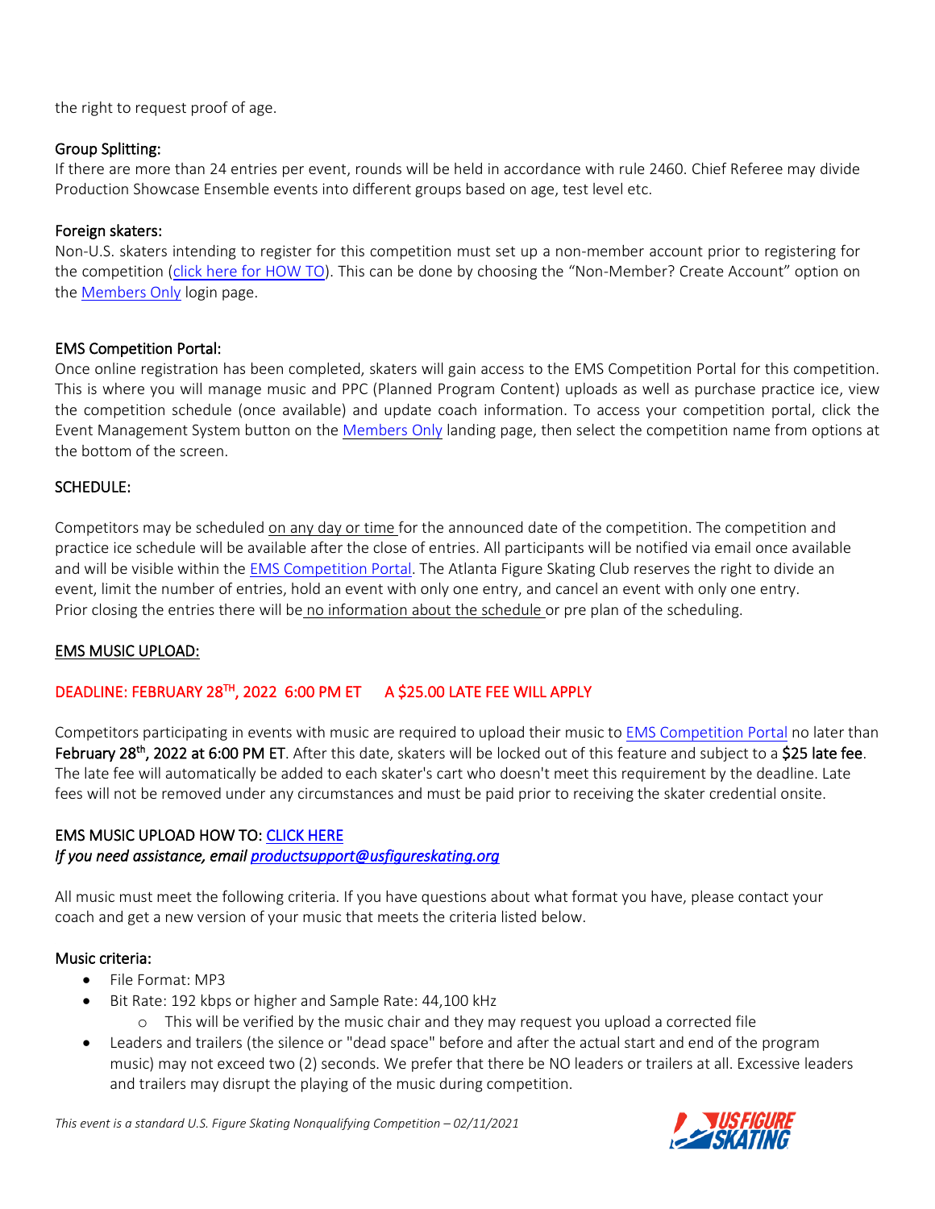the right to request proof of age.

### Group Splitting:

If there are more than 24 entries per event, rounds will be held in accordance with rule 2460. Chief Referee may divide Production Showcase Ensemble events into different groups based on age, test level etc.

### Foreign skaters:

Non-U.S. skaters intending to register for this competition must set up a non-member account prior to registering for the competition (click here for HOW TO). This can be done by choosing the "Non-Member? Create Account" option on the Members Only login page.

### EMS Competition Portal:

Once online registration has been completed, skaters will gain access to the EMS Competition Portal for this competition. This is where you will manage music and PPC (Planned Program Content) uploads as well as purchase practice ice, view the competition schedule (once available) and update coach information. To access your competition portal, click the Event Management System button on the Members Only landing page, then select the competition name from options at the bottom of the screen.

### SCHEDULE:

Competitors may be scheduled on any day or time for the announced date of the competition. The competition and practice ice schedule will be available after the close of entries. All participants will be notified via email once available and will be visible within the EMS Competition Portal. The Atlanta Figure Skating Club reserves the right to divide an event, limit the number of entries, hold an event with only one entry, and cancel an event with only one entry. Prior closing the entries there will be no information about the schedule or pre plan of the scheduling.

### EMS MUSIC UPLOAD:

DEADLINE: FEBRUARY 28TH, 2022 6:00 PM ET A $25.00 LATE FEE WILL APPLY

Competitors participating in events with music are required to upload their music to EMS Competition Portal no later than **February 28th, 2022 at 6:00 PM ET**. After this date, skaters will be locked out of this feature and subject to a **$25 late fee**. The late fee will automatically be added to each skater's cart who doesn't meet this requirement by the deadline. Late fees will not be removed under any circumstances and must be paid prior to receiving the skater credential onsite.

### EMS MUSIC UPLOAD HOW TO: CLICK HERE

*If you need assistance, email productsupport@usfigureskating.org*

All music must meet the following criteria. If you have questions about what format you have, please contact your coach and get a new version of your music that meets the criteria listed below.

### Music criteria:

- File Format: MP3
- Bit Rate: 192 kbps or higher and Sample Rate: 44,100 kHz
  - This will be verified by the music chair and they may request you upload a corrected file
- Leaders and trailers (the silence or "dead space" before and after the actual start and end of the program music) may not exceed two (2) seconds. We prefer that there be NO leaders or trailers at all. Excessive leaders and trailers may disrupt the playing of the music during competition.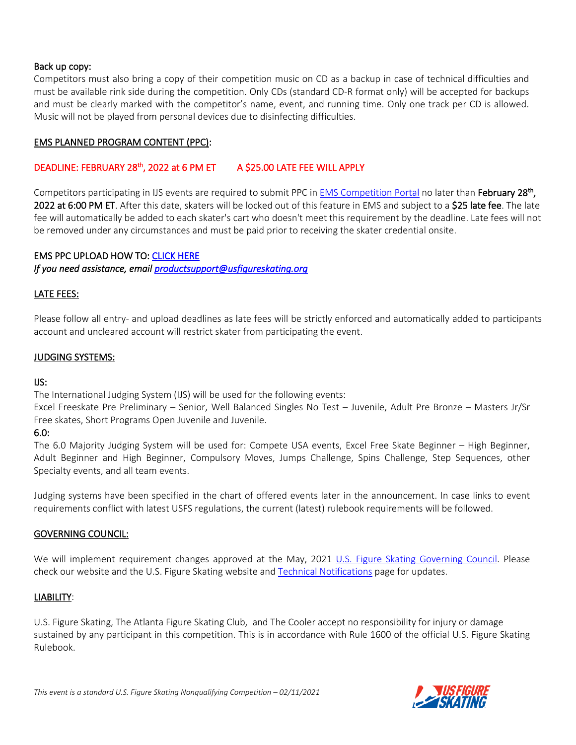Back up copy:

Competitors must also bring a copy of their competition music on CD as a backup in case of technical difficulties and must be available rink side during the competition. Only CDs (standard CD-R format only) will be accepted for backups and must be clearly marked with the competitor's name, event, and running time. Only one track per CD is allowed. Music will not be played from personal devices due to disinfecting difficulties.

## EMS PLANNED PROGRAM CONTENT (PPC):

**DEADLINE: FEBRUARY 28th, 2022 at 6 PM ET      A $25.00 LATE FEE WILL APPLY**

Competitors participating in IJS events are required to submit PPC in EMS Competition Portal no later than **February 28th, 2022 at 6:00 PM ET**. After this date, skaters will be locked out of this feature in EMS and subject to a **$25 late fee**. The late fee will automatically be added to each skater's cart who doesn't meet this requirement by the deadline. Late fees will not be removed under any circumstances and must be paid prior to receiving the skater credential onsite.

EMS PPC UPLOAD HOW TO: CLICK HERE

*If you need assistance, email productsupport@usfigureskating.org*

## LATE FEES:

Please follow all entry- and upload deadlines as late fees will be strictly enforced and automatically added to participants account and uncleared account will restrict skater from participating the event.

## JUDGING SYSTEMS:

IJS:

The International Judging System (IJS) will be used for the following events:

Excel Freeskate Pre Preliminary – Senior, Well Balanced Singles No Test – Juvenile, Adult Pre Bronze – Masters Jr/Sr Free skates, Short Programs Open Juvenile and Juvenile.

6.0:

The 6.0 Majority Judging System will be used for: Compete USA events, Excel Free Skate Beginner – High Beginner, Adult Beginner and High Beginner, Compulsory Moves, Jumps Challenge, Spins Challenge, Step Sequences, other Specialty events, and all team events.

Judging systems have been specified in the chart of offered events later in the announcement. In case links to event requirements conflict with latest USFS regulations, the current (latest) rulebook requirements will be followed.

## GOVERNING COUNCIL:

We will implement requirement changes approved at the May, 2021 U.S. Figure Skating Governing Council. Please check our website and the U.S. Figure Skating website and Technical Notifications page for updates.

## LIABILITY:

U.S. Figure Skating, The Atlanta Figure Skating Club, and The Cooler accept no responsibility for injury or damage sustained by any participant in this competition. This is in accordance with Rule 1600 of the official U.S. Figure Skating Rulebook.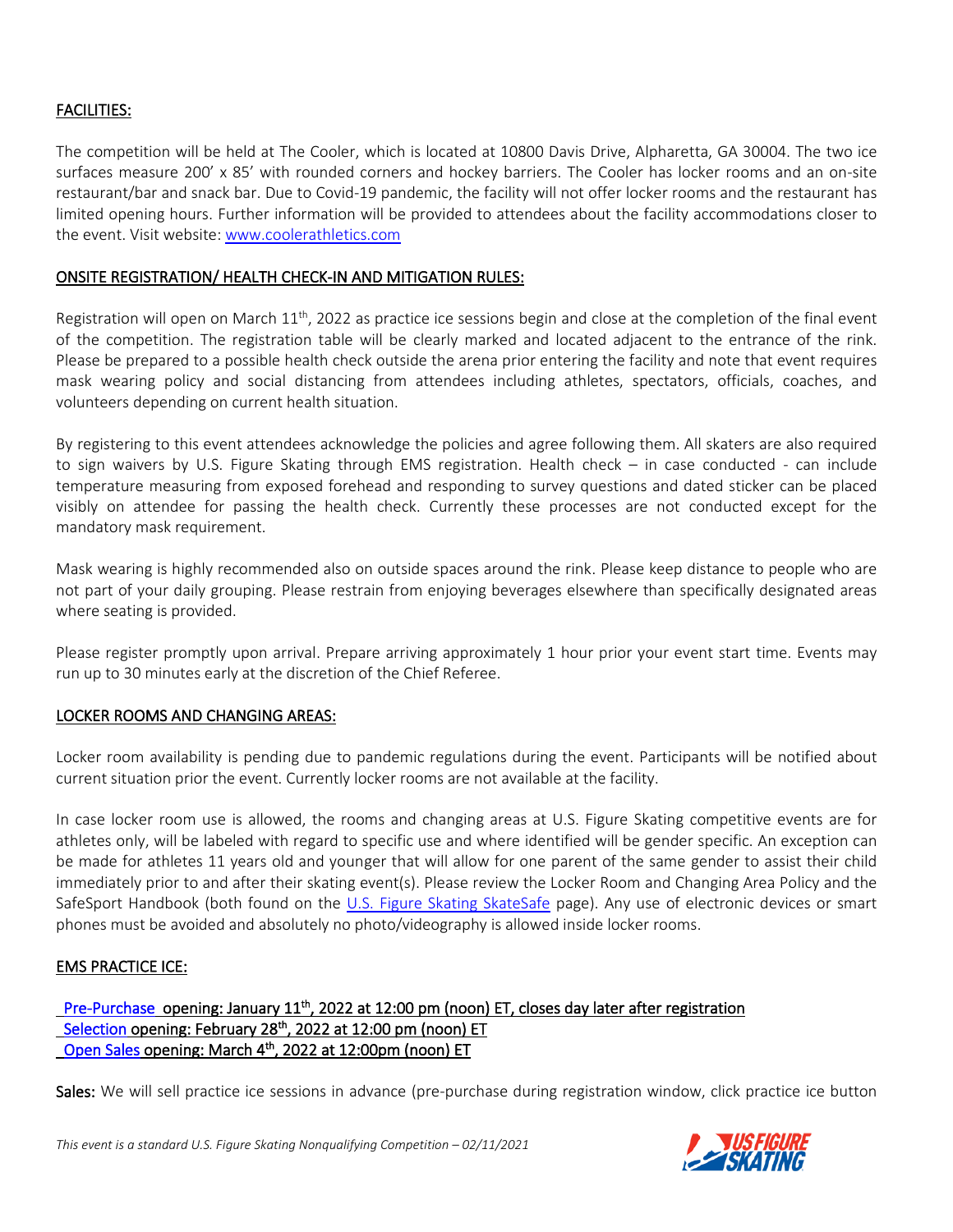## FACILITIES:

The competition will be held at The Cooler, which is located at 10800 Davis Drive, Alpharetta, GA 30004. The two ice surfaces measure 200' x 85' with rounded corners and hockey barriers. The Cooler has locker rooms and an on-site restaurant/bar and snack bar. Due to Covid-19 pandemic, the facility will not offer locker rooms and the restaurant has limited opening hours. Further information will be provided to attendees about the facility accommodations closer to the event. Visit website: [www.coolerathletics.com](www.coolerathletics.com)

## ONSITE REGISTRATION/ HEALTH CHECK-IN AND MITIGATION RULES:

Registration will open on March 11th, 2022 as practice ice sessions begin and close at the completion of the final event of the competition. The registration table will be clearly marked and located adjacent to the entrance of the rink. Please be prepared to a possible health check outside the arena prior entering the facility and note that event requires mask wearing policy and social distancing from attendees including athletes, spectators, officials, coaches, and volunteers depending on current health situation.

By registering to this event attendees acknowledge the policies and agree following them. All skaters are also required to sign waivers by U.S. Figure Skating through EMS registration. Health check – in case conducted - can include temperature measuring from exposed forehead and responding to survey questions and dated sticker can be placed visibly on attendee for passing the health check. Currently these processes are not conducted except for the mandatory mask requirement.

Mask wearing is highly recommended also on outside spaces around the rink. Please keep distance to people who are not part of your daily grouping. Please restrain from enjoying beverages elsewhere than specifically designated areas where seating is provided.

Please register promptly upon arrival. Prepare arriving approximately 1 hour prior your event start time. Events may run up to 30 minutes early at the discretion of the Chief Referee.

## LOCKER ROOMS AND CHANGING AREAS:

Locker room availability is pending due to pandemic regulations during the event. Participants will be notified about current situation prior the event. Currently locker rooms are not available at the facility.

In case locker room use is allowed, the rooms and changing areas at U.S. Figure Skating competitive events are for athletes only, will be labeled with regard to specific use and where identified will be gender specific. An exception can be made for athletes 11 years old and younger that will allow for one parent of the same gender to assist their child immediately prior to and after their skating event(s). Please review the Locker Room and Changing Area Policy and the SafeSport Handbook (both found on the U.S. Figure Skating SkateSafe page). Any use of electronic devices or smart phones must be avoided and absolutely no photo/videography is allowed inside locker rooms.

## EMS PRACTICE ICE:

Pre-Purchase opening: January 11th, 2022 at 12:00 pm (noon) ET, closes day later after registration
Selection opening: February 28th, 2022 at 12:00 pm (noon) ET
Open Sales opening: March 4th, 2022 at 12:00pm (noon) ET

**Sales:** We will sell practice ice sessions in advance (pre-purchase during registration window, click practice ice button

*This event is a standard U.S. Figure Skating Nonqualifying Competition – 02/11/2021*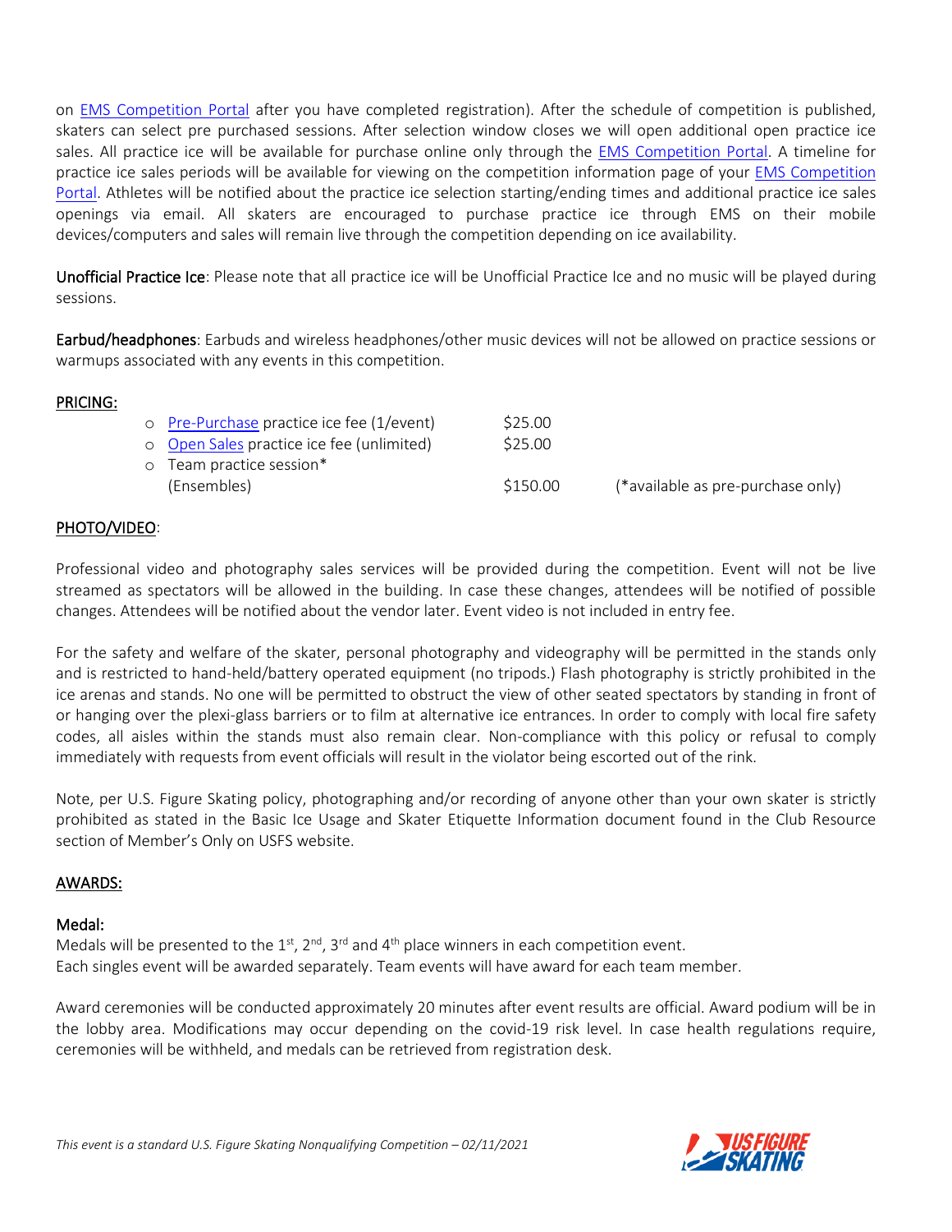on EMS Competition Portal after you have completed registration). After the schedule of competition is published, skaters can select pre purchased sessions. After selection window closes we will open additional open practice ice sales. All practice ice will be available for purchase online only through the EMS Competition Portal. A timeline for practice ice sales periods will be available for viewing on the competition information page of your EMS Competition Portal. Athletes will be notified about the practice ice selection starting/ending times and additional practice ice sales openings via email. All skaters are encouraged to purchase practice ice through EMS on their mobile devices/computers and sales will remain live through the competition depending on ice availability.

**Unofficial Practice Ice**: Please note that all practice ice will be Unofficial Practice Ice and no music will be played during sessions.

**Earbud/headphones**: Earbuds and wireless headphones/other music devices will not be allowed on practice sessions or warmups associated with any events in this competition.

## PRICING:

- Pre-Purchase practice ice fee (1/event) — $25.00
- Open Sales practice ice fee (unlimited) — $25.00
- Team practice session* (Ensembles) — $150.00 (*available as pre-purchase only)

## PHOTO/VIDEO:

Professional video and photography sales services will be provided during the competition. Event will not be live streamed as spectators will be allowed in the building. In case these changes, attendees will be notified of possible changes. Attendees will be notified about the vendor later. Event video is not included in entry fee.

For the safety and welfare of the skater, personal photography and videography will be permitted in the stands only and is restricted to hand-held/battery operated equipment (no tripods.) Flash photography is strictly prohibited in the ice arenas and stands. No one will be permitted to obstruct the view of other seated spectators by standing in front of or hanging over the plexi-glass barriers or to film at alternative ice entrances. In order to comply with local fire safety codes, all aisles within the stands must also remain clear. Non-compliance with this policy or refusal to comply immediately with requests from event officials will result in the violator being escorted out of the rink.

Note, per U.S. Figure Skating policy, photographing and/or recording of anyone other than your own skater is strictly prohibited as stated in the Basic Ice Usage and Skater Etiquette Information document found in the Club Resource section of Member's Only on USFS website.

## AWARDS:

### Medal:

Medals will be presented to the 1st, 2nd, 3rd and 4th place winners in each competition event.
Each singles event will be awarded separately. Team events will have award for each team member.

Award ceremonies will be conducted approximately 20 minutes after event results are official. Award podium will be in the lobby area. Modifications may occur depending on the covid-19 risk level. In case health regulations require, ceremonies will be withheld, and medals can be retrieved from registration desk.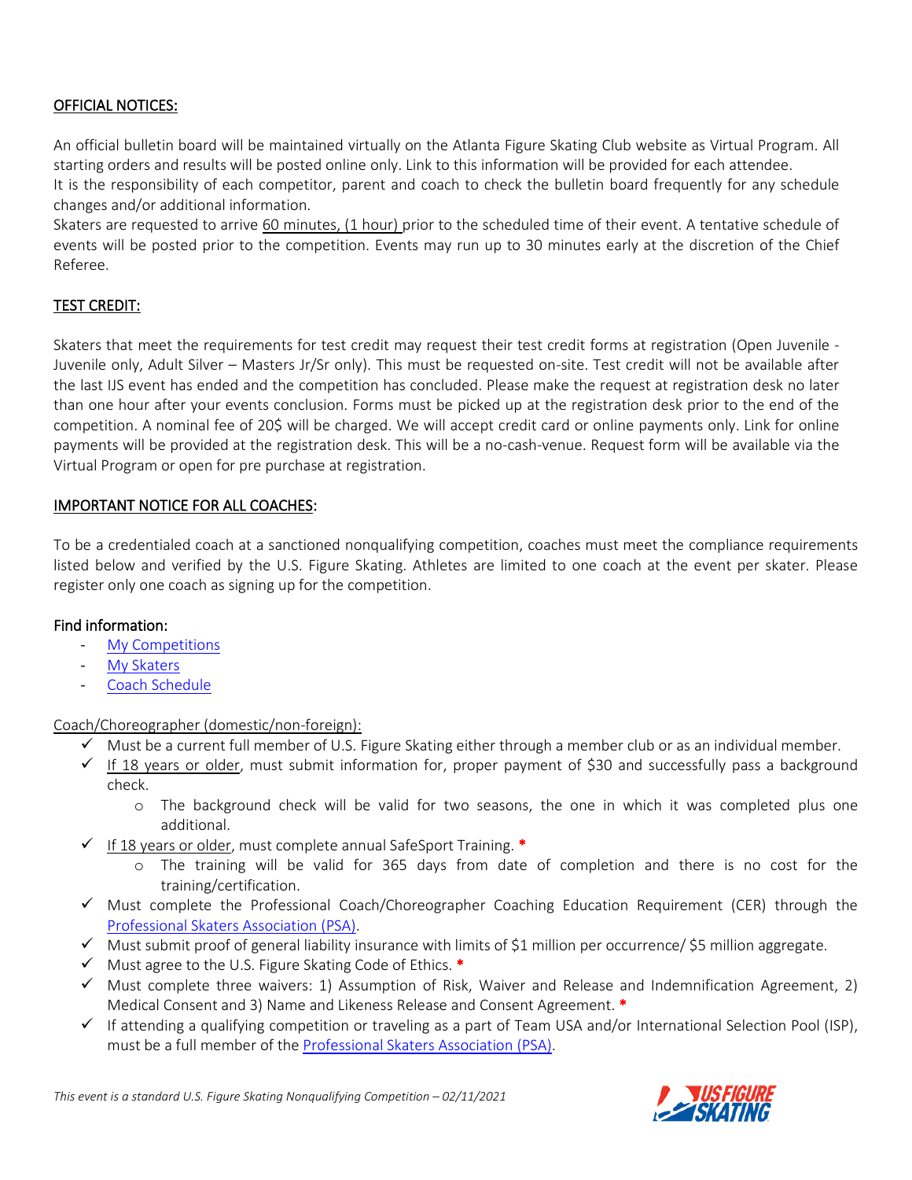## OFFICIAL NOTICES:

An official bulletin board will be maintained virtually on the Atlanta Figure Skating Club website as Virtual Program. All starting orders and results will be posted online only. Link to this information will be provided for each attendee.
It is the responsibility of each competitor, parent and coach to check the bulletin board frequently for any schedule changes and/or additional information.
Skaters are requested to arrive 60 minutes, (1 hour) prior to the scheduled time of their event. A tentative schedule of events will be posted prior to the competition. Events may run up to 30 minutes early at the discretion of the Chief Referee.

## TEST CREDIT:

Skaters that meet the requirements for test credit may request their test credit forms at registration (Open Juvenile - Juvenile only, Adult Silver – Masters Jr/Sr only). This must be requested on-site. Test credit will not be available after the last IJS event has ended and the competition has concluded. Please make the request at registration desk no later than one hour after your events conclusion. Forms must be picked up at the registration desk prior to the end of the competition. A nominal fee of 20$ will be charged. We will accept credit card or online payments only. Link for online payments will be provided at the registration desk. This will be a no-cash-venue. Request form will be available via the Virtual Program or open for pre purchase at registration.

## IMPORTANT NOTICE FOR ALL COACHES:

To be a credentialed coach at a sanctioned nonqualifying competition, coaches must meet the compliance requirements listed below and verified by the U.S. Figure Skating. Athletes are limited to one coach at the event per skater. Please register only one coach as signing up for the competition.

### Find information:

- My Competitions
- My Skaters
- Coach Schedule

Coach/Choreographer (domestic/non-foreign):

- ✓ Must be a current full member of U.S. Figure Skating either through a member club or as an individual member.
- ✓ If 18 years or older, must submit information for, proper payment of $30 and successfully pass a background check.
  - The background check will be valid for two seasons, the one in which it was completed plus one additional.
- ✓ If 18 years or older, must complete annual SafeSport Training. *
  - The training will be valid for 365 days from date of completion and there is no cost for the training/certification.
- ✓ Must complete the Professional Coach/Choreographer Coaching Education Requirement (CER) through the Professional Skaters Association (PSA).
- ✓ Must submit proof of general liability insurance with limits of $1 million per occurrence/ $5 million aggregate.
- ✓ Must agree to the U.S. Figure Skating Code of Ethics. *
- ✓ Must complete three waivers: 1) Assumption of Risk, Waiver and Release and Indemnification Agreement, 2) Medical Consent and 3) Name and Likeness Release and Consent Agreement. *
- ✓ If attending a qualifying competition or traveling as a part of Team USA and/or International Selection Pool (ISP), must be a full member of the Professional Skaters Association (PSA).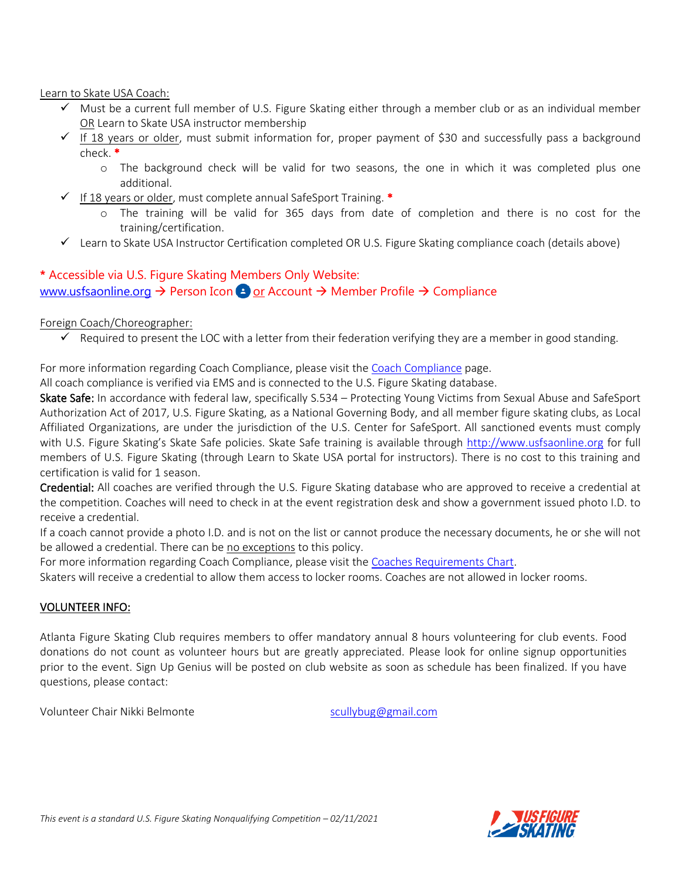Learn to Skate USA Coach:

- ✓ Must be a current full member of U.S. Figure Skating either through a member club or as an individual member OR Learn to Skate USA instructor membership
- ✓ If 18 years or older, must submit information for, proper payment of $30 and successfully pass a background check. *
  - The background check will be valid for two seasons, the one in which it was completed plus one additional.
- ✓ If 18 years or older, must complete annual SafeSport Training. *
  - The training will be valid for 365 days from date of completion and there is no cost for the training/certification.
- ✓ Learn to Skate USA Instructor Certification completed OR U.S. Figure Skating compliance coach (details above)

* Accessible via U.S. Figure Skating Members Only Website:
www.usfsaonline.org → Person Icon or Account → Member Profile → Compliance

Foreign Coach/Choreographer:

- ✓ Required to present the LOC with a letter from their federation verifying they are a member in good standing.

For more information regarding Coach Compliance, please visit the Coach Compliance page.
All coach compliance is verified via EMS and is connected to the U.S. Figure Skating database.

**Skate Safe:** In accordance with federal law, specifically S.534 – Protecting Young Victims from Sexual Abuse and SafeSport Authorization Act of 2017, U.S. Figure Skating, as a National Governing Body, and all member figure skating clubs, as Local Affiliated Organizations, are under the jurisdiction of the U.S. Center for SafeSport. All sanctioned events must comply with U.S. Figure Skating's Skate Safe policies. Skate Safe training is available through http://www.usfsaonline.org for full members of U.S. Figure Skating (through Learn to Skate USA portal for instructors). There is no cost to this training and certification is valid for 1 season.

**Credential:** All coaches are verified through the U.S. Figure Skating database who are approved to receive a credential at the competition. Coaches will need to check in at the event registration desk and show a government issued photo I.D. to receive a credential.

If a coach cannot provide a photo I.D. and is not on the list or cannot produce the necessary documents, he or she will not be allowed a credential. There can be no exceptions to this policy.

For more information regarding Coach Compliance, please visit the Coaches Requirements Chart.

Skaters will receive a credential to allow them access to locker rooms. Coaches are not allowed in locker rooms.

## VOLUNTEER INFO:

Atlanta Figure Skating Club requires members to offer mandatory annual 8 hours volunteering for club events. Food donations do not count as volunteer hours but are greatly appreciated. Please look for online signup opportunities prior to the event. Sign Up Genius will be posted on club website as soon as schedule has been finalized. If you have questions, please contact:

Volunteer Chair Nikki Belmonte scullybug@gmail.com

*This event is a standard U.S. Figure Skating Nonqualifying Competition – 02/11/2021*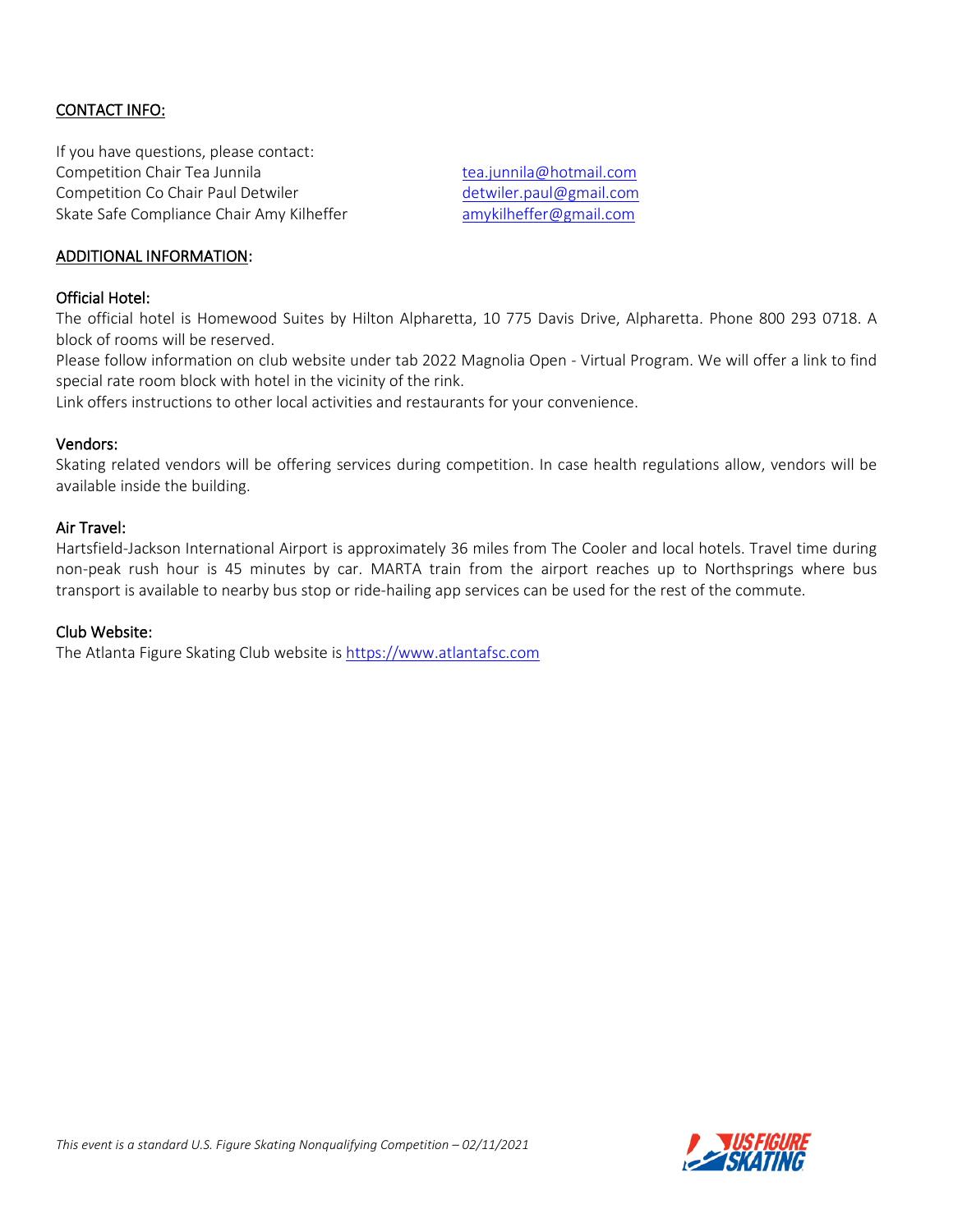## CONTACT INFO:

If you have questions, please contact:

Competition Chair Tea Junnila tea.junnila@hotmail.com
Competition Co Chair Paul Detwiler detwiler.paul@gmail.com
Skate Safe Compliance Chair Amy Kilheffer amykilheffer@gmail.com

## ADDITIONAL INFORMATION:

### Official Hotel:

The official hotel is Homewood Suites by Hilton Alpharetta, 10 775 Davis Drive, Alpharetta. Phone 800 293 0718. A block of rooms will be reserved.

Please follow information on club website under tab 2022 Magnolia Open - Virtual Program. We will offer a link to find special rate room block with hotel in the vicinity of the rink.

Link offers instructions to other local activities and restaurants for your convenience.

### Vendors:

Skating related vendors will be offering services during competition. In case health regulations allow, vendors will be available inside the building.

### Air Travel:

Hartsfield-Jackson International Airport is approximately 36 miles from The Cooler and local hotels. Travel time during non-peak rush hour is 45 minutes by car. MARTA train from the airport reaches up to Northsprings where bus transport is available to nearby bus stop or ride-hailing app services can be used for the rest of the commute.

### Club Website:

The Atlanta Figure Skating Club website is https://www.atlantafsc.com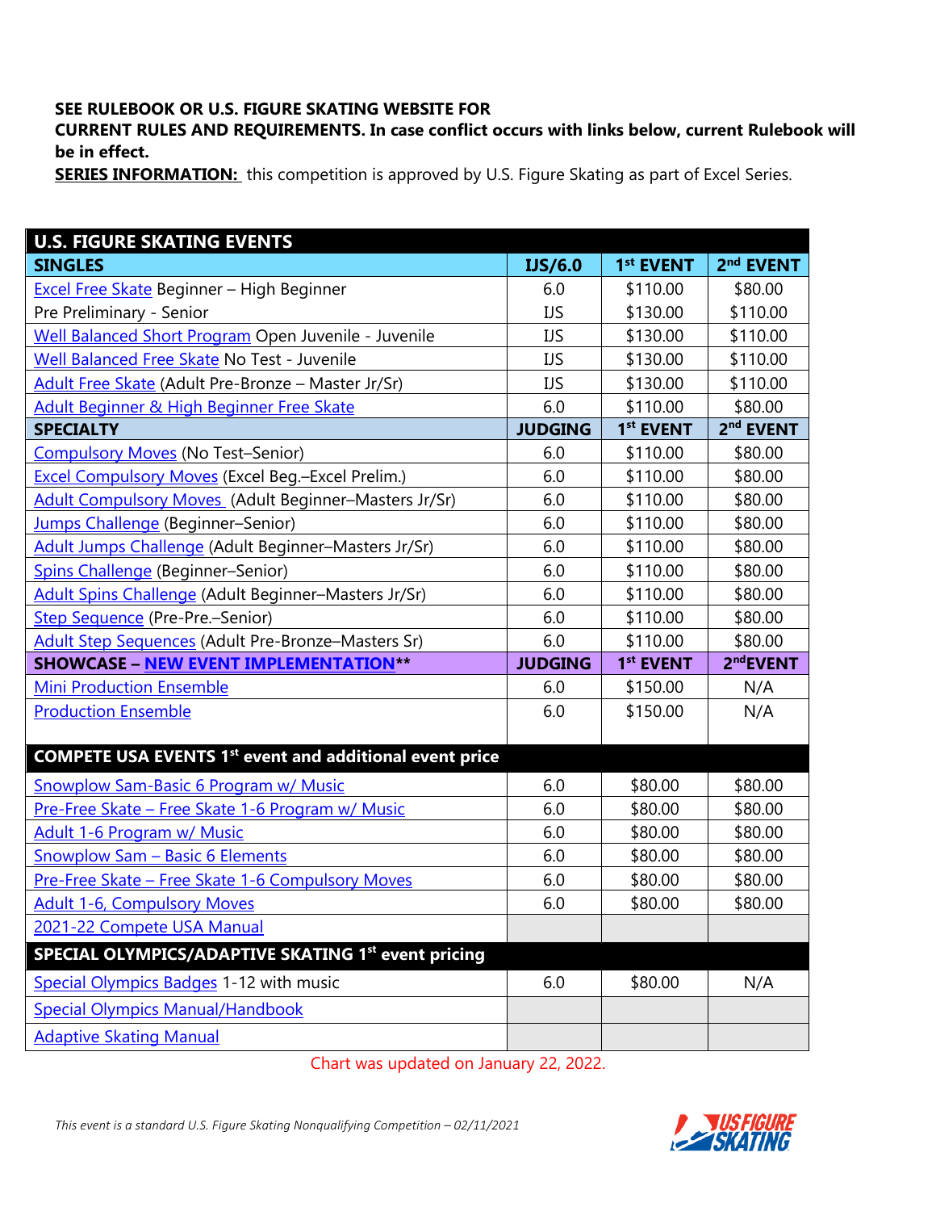**SEE RULEBOOK OR U.S. FIGURE SKATING WEBSITE FOR CURRENT RULES AND REQUIREMENTS. In case conflict occurs with links below, current Rulebook will be in effect.**

**SERIES INFORMATION:** this competition is approved by U.S. Figure Skating as part of Excel Series.

| U.S. FIGURE SKATING EVENTS | | | |
|---|---|---|---|
| **SINGLES** | **IJS/6.0** | **1st EVENT** | **2nd EVENT** |
| Excel Free Skate Beginner – High Beginner | 6.0 | $110.00 | $80.00 |
| Pre Preliminary - Senior | IJS | $130.00 | $110.00 |
| Well Balanced Short Program Open Juvenile - Juvenile | IJS | $130.00 | $110.00 |
| Well Balanced Free Skate No Test - Juvenile | IJS | $130.00 | $110.00 |
| Adult Free Skate (Adult Pre-Bronze – Master Jr/Sr) | IJS | $130.00 | $110.00 |
| Adult Beginner & High Beginner Free Skate | 6.0 | $110.00 | $80.00 |
| **SPECIALTY** | **JUDGING** | **1st EVENT** | **2nd EVENT** |
| Compulsory Moves (No Test–Senior) | 6.0 | $110.00 | $80.00 |
| Excel Compulsory Moves (Excel Beg.–Excel Prelim.) | 6.0 | $110.00 | $80.00 |
| Adult Compulsory Moves (Adult Beginner–Masters Jr/Sr) | 6.0 | $110.00 | $80.00 |
| Jumps Challenge (Beginner–Senior) | 6.0 | $110.00 | $80.00 |
| Adult Jumps Challenge (Adult Beginner–Masters Jr/Sr) | 6.0 | $110.00 | $80.00 |
| Spins Challenge (Beginner–Senior) | 6.0 | $110.00 | $80.00 |
| Adult Spins Challenge (Adult Beginner–Masters Jr/Sr) | 6.0 | $110.00 | $80.00 |
| Step Sequence (Pre-Pre.–Senior) | 6.0 | $110.00 | $80.00 |
| Adult Step Sequences (Adult Pre-Bronze–Masters Sr) | 6.0 | $110.00 | $80.00 |
| **SHOWCASE – NEW EVENT IMPLEMENTATION**** | **JUDGING** | **1st EVENT** | **2nd EVENT** |
| Mini Production Ensemble | 6.0 | $150.00 | N/A |
| Production Ensemble | 6.0 | $150.00 | N/A |
| **COMPETE USA EVENTS 1st event and additional event price** | | | |
| Snowplow Sam-Basic 6 Program w/ Music | 6.0 | $80.00 | $80.00 |
| Pre-Free Skate – Free Skate 1-6 Program w/ Music | 6.0 | $80.00 | $80.00 |
| Adult 1-6 Program w/ Music | 6.0 | $80.00 | $80.00 |
| Snowplow Sam – Basic 6 Elements | 6.0 | $80.00 | $80.00 |
| Pre-Free Skate – Free Skate 1-6 Compulsory Moves | 6.0 | $80.00 | $80.00 |
| Adult 1-6, Compulsory Moves | 6.0 | $80.00 | $80.00 |
| 2021-22 Compete USA Manual | | | |
| **SPECIAL OLYMPICS/ADAPTIVE SKATING 1st event pricing** | | | |
| Special Olympics Badges 1-12 with music | 6.0 | $80.00 | N/A |
| Special Olympics Manual/Handbook | | | |
| Adaptive Skating Manual | | | |

Chart was updated on January 22, 2022.

*This event is a standard U.S. Figure Skating Nonqualifying Competition – 02/11/2021*